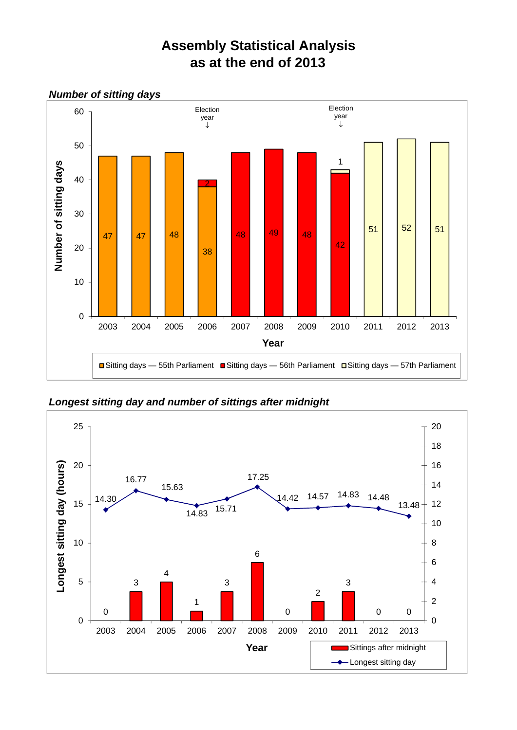# Assembly Statistical Analysis as at the end of 2013

***Number of sitting days***

| Year | Sitting days — 55th Parliament | Sitting days — 56th Parliament | Sitting days — 57th Parliament |
|---|---|---|---|
| 2003 | 47 | | |
| 2004 | 47 | | |
| 2005 | 48 | | |
| 2006 (Election year) | 38 | 2 | |
| 2007 | | 48 | |
| 2008 | | 49 | |
| 2009 | | 48 | |
| 2010 (Election year) | | 42 | 1 |
| 2011 | | | 51 |
| 2012 | | | 52 |
| 2013 | | | 51 |

***Longest sitting day and number of sittings after midnight***

| Year | Longest sitting day (hours) | Sittings after midnight |
|---|---|---|
| 2003 | 14.30 | 0 |
| 2004 | 16.77 | 3 |
| 2005 | 15.63 | 4 |
| 2006 | 14.83 | 1 |
| 2007 | 15.71 | 3 |
| 2008 | 17.25 | 6 |
| 2009 | 14.42 | 0 |
| 2010 | 14.57 | 2 |
| 2011 | 14.83 | 3 |
| 2012 | 14.48 | 0 |
| 2013 | 13.48 | 0 |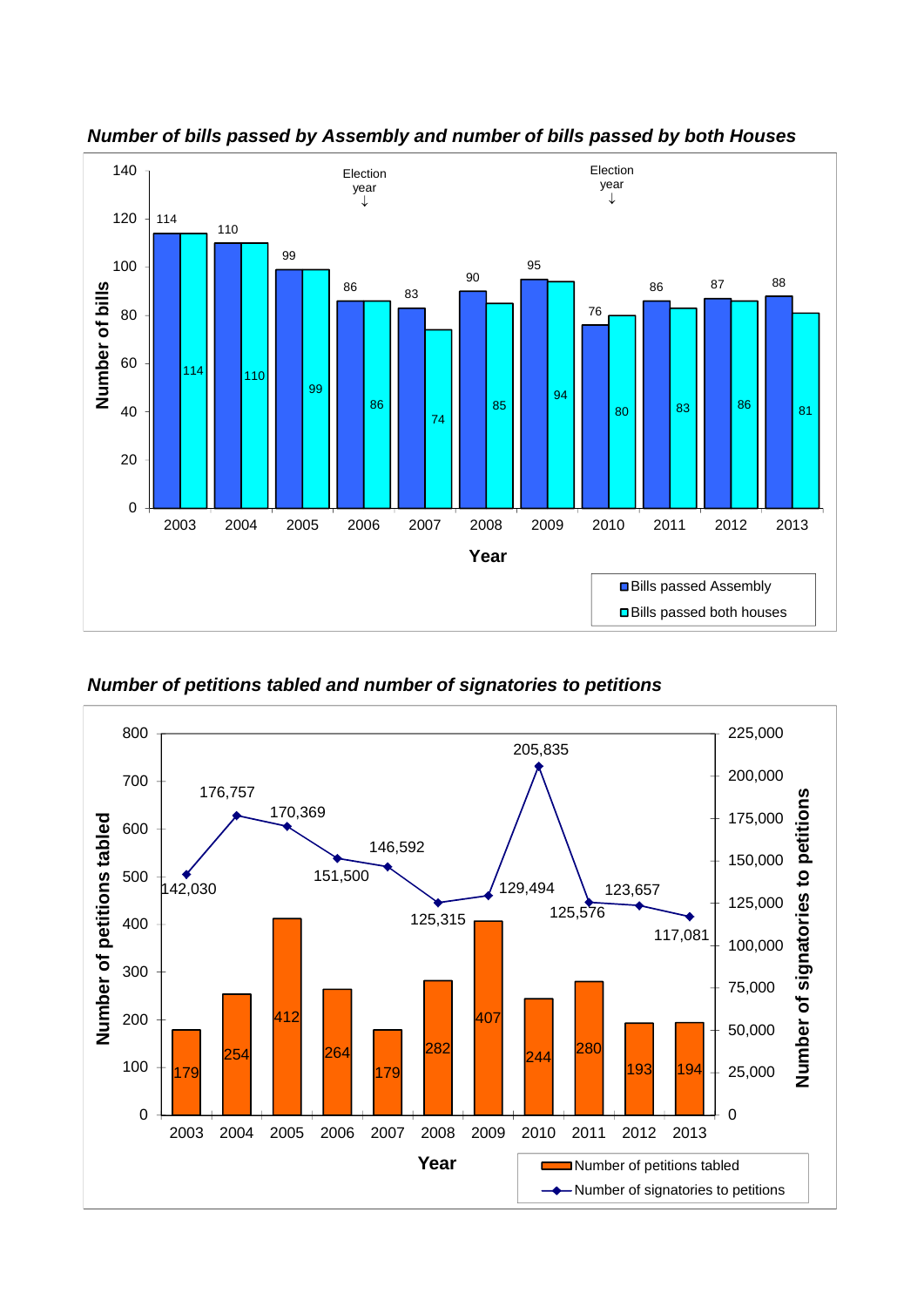*Number of bills passed by Assembly and number of bills passed by both Houses*

Election year ↓

Election year ↓

140
120
100
80
60
40
20
0

Number of bills

114 114
110 110
99 99
86 86
83 74
90 85
95 94
76 80
86 83
87 86
88 81

2003 2004 2005 2006 2007 2008 2009 2010 2011 2012 2013

Year

Bills passed Assembly
Bills passed both houses

*Number of petitions tabled and number of signatories to petitions*

800
700
600
500
400
300
200
100
0

Number of petitions tabled

225,000
200,000
175,000
150,000
125,000
100,000
75,000
50,000
25,000
0

Number of signatories to petitions

142,030
176,757
170,369
151,500
146,592
125,315
129,494
205,835
125,576
123,657
117,081

179 254 412 264 179 282 407 244 280 193 194

2003 2004 2005 2006 2007 2008 2009 2010 2011 2012 2013

Year

Number of petitions tabled
Number of signatories to petitions